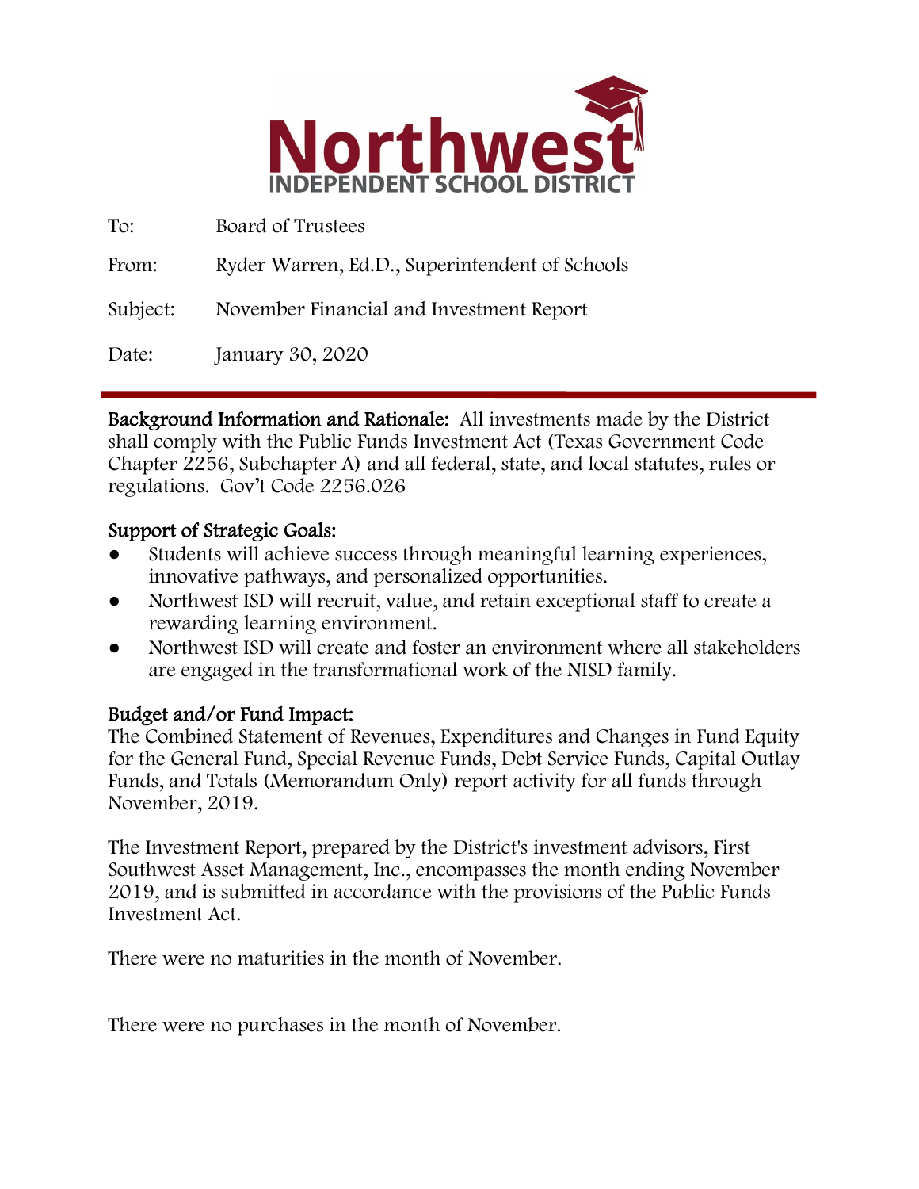# Northwest INDEPENDENT SCHOOL DISTRICT

| | |
|---|---|
| To: | Board of Trustees |
| From: | Ryder Warren, Ed.D., Superintendent of Schools |
| Subject: | November Financial and Investment Report |
| Date: | January 30, 2020 |

**Background Information and Rationale:** All investments made by the District shall comply with the Public Funds Investment Act (Texas Government Code Chapter 2256, Subchapter A) and all federal, state, and local statutes, rules or regulations. Gov't Code 2256.026

**Support of Strategic Goals:**

- Students will achieve success through meaningful learning experiences, innovative pathways, and personalized opportunities.
- Northwest ISD will recruit, value, and retain exceptional staff to create a rewarding learning environment.
- Northwest ISD will create and foster an environment where all stakeholders are engaged in the transformational work of the NISD family.

**Budget and/or Fund Impact:**
The Combined Statement of Revenues, Expenditures and Changes in Fund Equity for the General Fund, Special Revenue Funds, Debt Service Funds, Capital Outlay Funds, and Totals (Memorandum Only) report activity for all funds through November, 2019.

The Investment Report, prepared by the District's investment advisors, First Southwest Asset Management, Inc., encompasses the month ending November 2019, and is submitted in accordance with the provisions of the Public Funds Investment Act.

There were no maturities in the month of November.

There were no purchases in the month of November.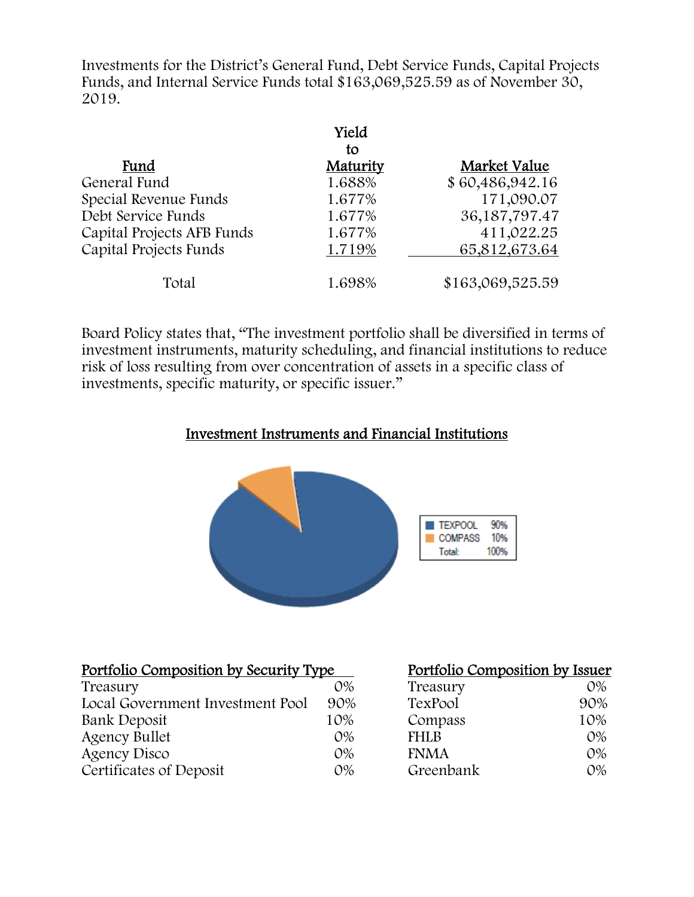Investments for the District's General Fund, Debt Service Funds, Capital Projects Funds, and Internal Service Funds total $163,069,525.59 as of November 30, 2019.

| Fund | Yield to Maturity | Market Value |
|---|---|---|
| General Fund | 1.688% | $ 60,486,942.16 |
| Special Revenue Funds | 1.677% | 171,090.07 |
| Debt Service Funds | 1.677% | 36,187,797.47 |
| Capital Projects AFB Funds | 1.677% | 411,022.25 |
| Capital Projects Funds | 1.719% | 65,812,673.64 |
| Total | 1.698% | $163,069,525.59 |

Board Policy states that, "The investment portfolio shall be diversified in terms of investment instruments, maturity scheduling, and financial institutions to reduce risk of loss resulting from over concentration of assets in a specific class of investments, specific maturity, or specific issuer."

**Investment Instruments and Financial Institutions**

TEXPOOL 90%
COMPASS 10%
Total: 100%

| Portfolio Composition by Security Type | |
|---|---|
| Treasury | 0% |
| Local Government Investment Pool | 90% |
| Bank Deposit | 10% |
| Agency Bullet | 0% |
| Agency Disco | 0% |
| Certificates of Deposit | 0% |

| Portfolio Composition by Issuer | |
|---|---|
| Treasury | 0% |
| TexPool | 90% |
| Compass | 10% |
| FHLB | 0% |
| FNMA | 0% |
| Greenbank | 0% |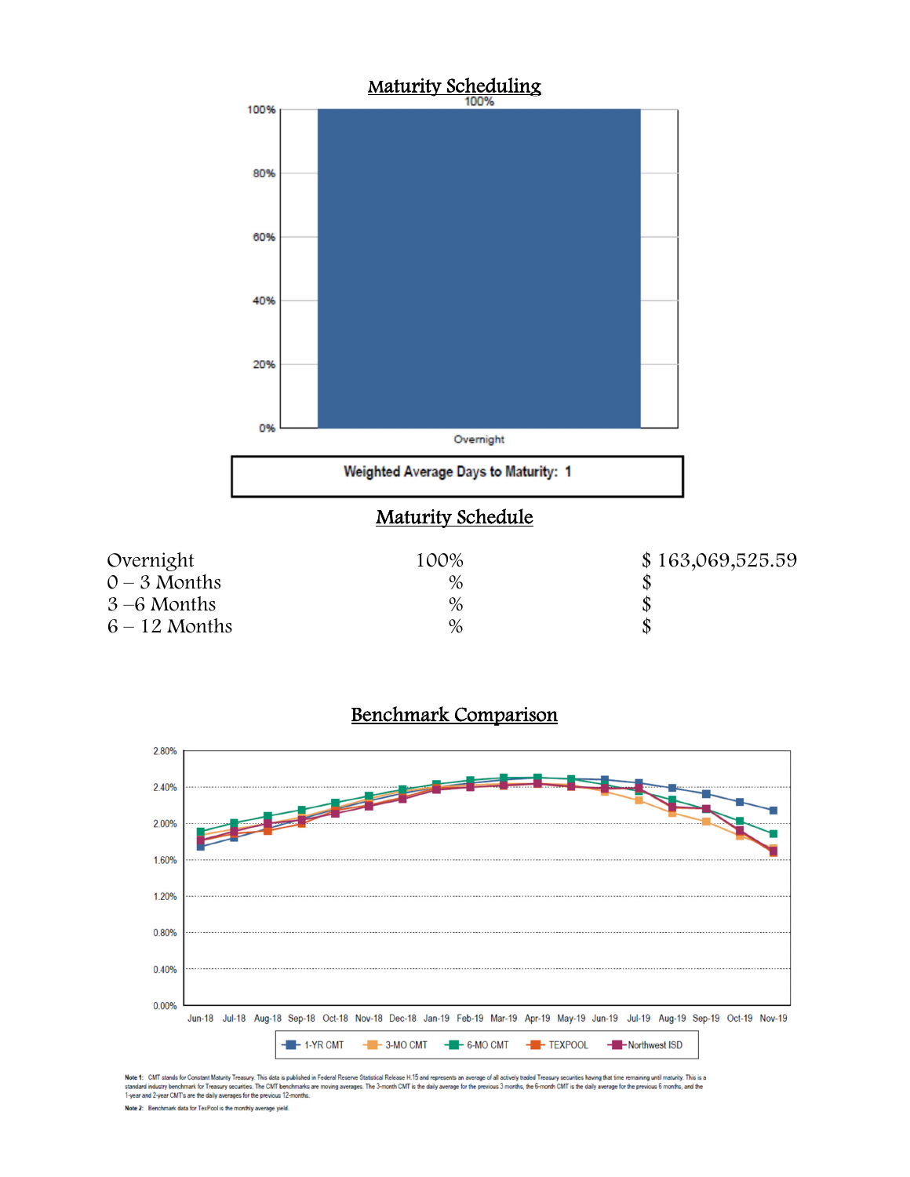## Maturity Scheduling

100%

100%
80%
60%
40%
20%
0%

Overnight

**Weighted Average Days to Maturity: 1**

## Maturity Schedule

| | | |
|---|---|---|
| Overnight | 100% | $ 163,069,525.59 |
| 0 – 3 Months | % | $ |
| 3 –6 Months | % | $ |
| 6 – 12 Months | % | $ |

## Benchmark Comparison

2.80%
2.40%
2.00%
1.60%
1.20%
0.80%
0.40%
0.00%

Jun-18 Jul-18 Aug-18 Sep-18 Oct-18 Nov-18 Dec-18 Jan-19 Feb-19 Mar-19 Apr-19 May-19 Jun-19 Jul-19 Aug-19 Sep-19 Oct-19 Nov-19

1-YR CMT | 3-MO CMT | 6-MO CMT | TEXPOOL | Northwest ISD

**Note 1:** CMT stands for Constant Maturity Treasury. This data is published in Federal Reserve Statistical Release H.15 and represents an average of all actively traded Treasury securities having that time remaining until maturity. This is a standard industry benchmark for Treasury securities. The CMT benchmarks are moving averages. The 3-month CMT is the daily average for the previous 3 months, the 6-month CMT is the daily average for the previous 6 months, and the 1-year and 2-year CMT's are the daily averages for the previous 12-months.

**Note 2:** Benchmark data for TexPool is the monthly average yield.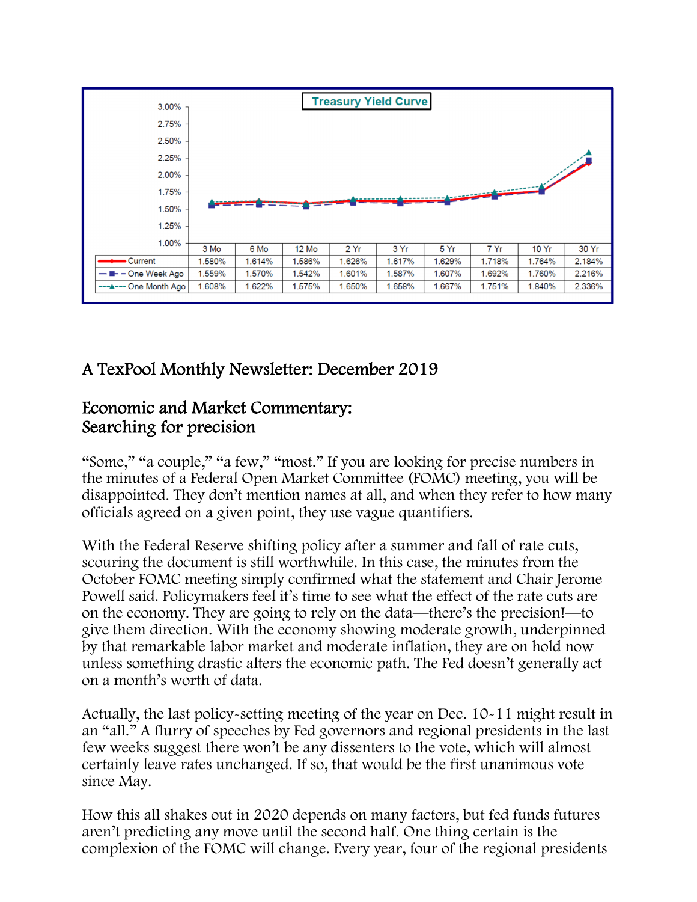Treasury Yield Curve

3.00%
2.75%
2.50%
2.25%
2.00%
1.75%
1.50%
1.25%
1.00%

| | 3 Mo | 6 Mo | 12 Mo | 2 Yr | 3 Yr | 5 Yr | 7 Yr | 10 Yr | 30 Yr |
|---|---|---|---|---|---|---|---|---|---|
| Current | 1.580% | 1.614% | 1.586% | 1.626% | 1.617% | 1.629% | 1.718% | 1.764% | 2.184% |
| One Week Ago | 1.559% | 1.570% | 1.542% | 1.601% | 1.587% | 1.607% | 1.692% | 1.760% | 2.216% |
| One Month Ago | 1.608% | 1.622% | 1.575% | 1.650% | 1.658% | 1.667% | 1.751% | 1.840% | 2.336% |

## A TexPool Monthly Newsletter: December 2019

## Economic and Market Commentary: Searching for precision

"Some," "a couple," "a few," "most." If you are looking for precise numbers in the minutes of a Federal Open Market Committee (FOMC) meeting, you will be disappointed. They don't mention names at all, and when they refer to how many officials agreed on a given point, they use vague quantifiers.

With the Federal Reserve shifting policy after a summer and fall of rate cuts, scouring the document is still worthwhile. In this case, the minutes from the October FOMC meeting simply confirmed what the statement and Chair Jerome Powell said. Policymakers feel it's time to see what the effect of the rate cuts are on the economy. They are going to rely on the data—there's the precision!—to give them direction. With the economy showing moderate growth, underpinned by that remarkable labor market and moderate inflation, they are on hold now unless something drastic alters the economic path. The Fed doesn't generally act on a month's worth of data.

Actually, the last policy-setting meeting of the year on Dec. 10-11 might result in an "all." A flurry of speeches by Fed governors and regional presidents in the last few weeks suggest there won't be any dissenters to the vote, which will almost certainly leave rates unchanged. If so, that would be the first unanimous vote since May.

How this all shakes out in 2020 depends on many factors, but fed funds futures aren't predicting any move until the second half. One thing certain is the complexion of the FOMC will change. Every year, four of the regional presidents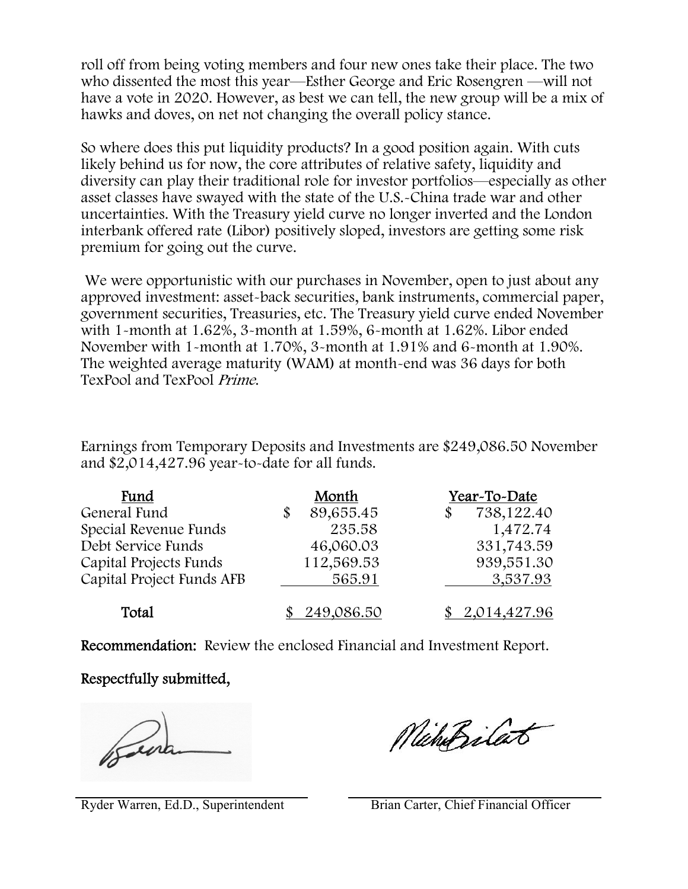roll off from being voting members and four new ones take their place. The two who dissented the most this year—Esther George and Eric Rosengren —will not have a vote in 2020. However, as best we can tell, the new group will be a mix of hawks and doves, on net not changing the overall policy stance.

So where does this put liquidity products? In a good position again. With cuts likely behind us for now, the core attributes of relative safety, liquidity and diversity can play their traditional role for investor portfolios—especially as other asset classes have swayed with the state of the U.S.-China trade war and other uncertainties. With the Treasury yield curve no longer inverted and the London interbank offered rate (Libor) positively sloped, investors are getting some risk premium for going out the curve.

We were opportunistic with our purchases in November, open to just about any approved investment: asset-back securities, bank instruments, commercial paper, government securities, Treasuries, etc. The Treasury yield curve ended November with 1-month at 1.62%, 3-month at 1.59%, 6-month at 1.62%. Libor ended November with 1-month at 1.70%, 3-month at 1.91% and 6-month at 1.90%. The weighted average maturity (WAM) at month-end was 36 days for both TexPool and TexPool *Prime*.

Earnings from Temporary Deposits and Investments are $249,086.50 November and $2,014,427.96 year-to-date for all funds.

| Fund | Month | Year-To-Date |
|---|---|---|
| General Fund | $ 89,655.45 | $ 738,122.40 |
| Special Revenue Funds | 235.58 | 1,472.74 |
| Debt Service Funds | 46,060.03 | 331,743.59 |
| Capital Projects Funds | 112,569.53 | 939,551.30 |
| Capital Project Funds AFB | 565.91 | 3,537.93 |
| **Total** | $ 249,086.50 | $ 2,014,427.96 |

**Recommendation:** Review the enclosed Financial and Investment Report.

**Respectfully submitted,**

Ryder Warren, Ed.D., Superintendent

Brian Carter, Chief Financial Officer